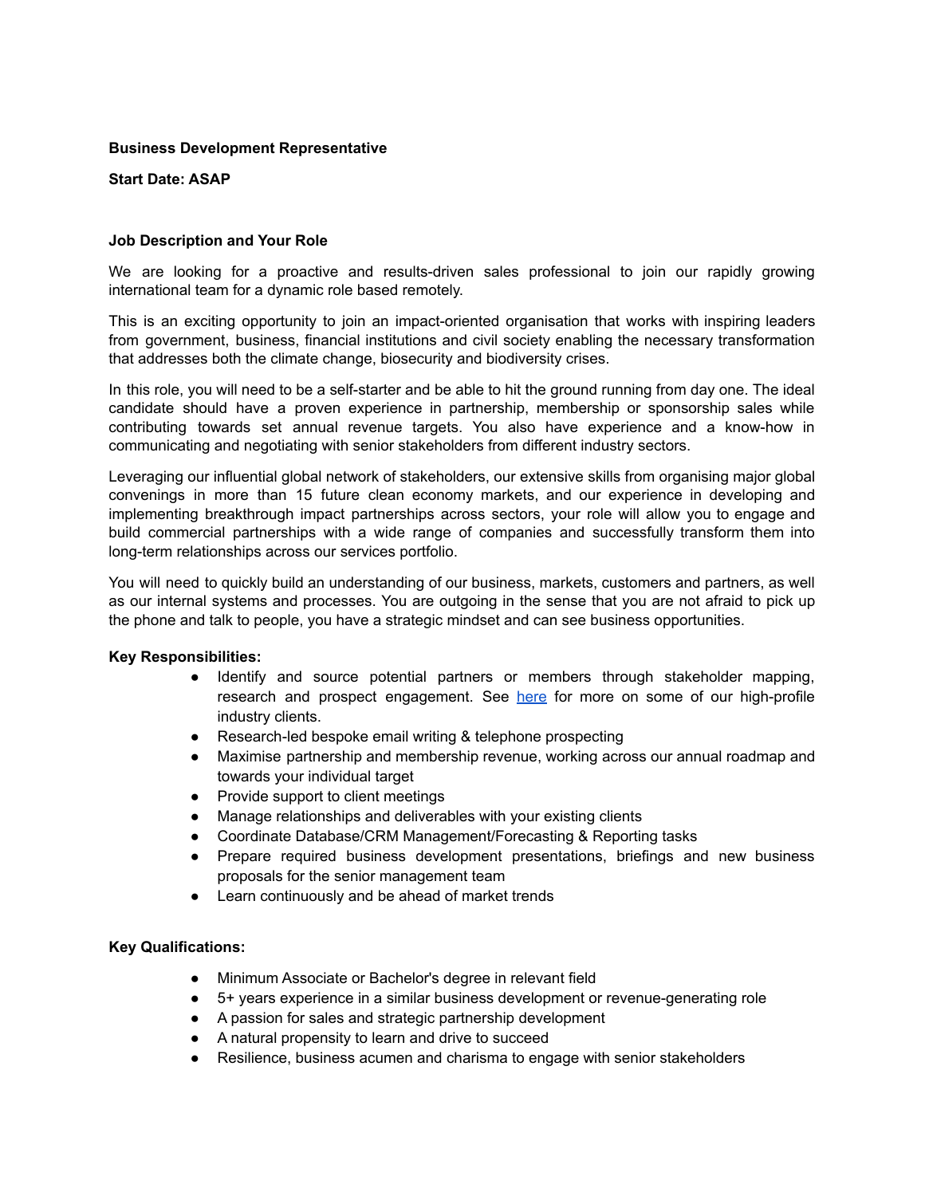**Business Development Representative**

**Start Date: ASAP**

**Job Description and Your Role**

We are looking for a proactive and results-driven sales professional to join our rapidly growing international team for a dynamic role based remotely.

This is an exciting opportunity to join an impact-oriented organisation that works with inspiring leaders from government, business, financial institutions and civil society enabling the necessary transformation that addresses both the climate change, biosecurity and biodiversity crises.

In this role, you will need to be a self-starter and be able to hit the ground running from day one. The ideal candidate should have a proven experience in partnership, membership or sponsorship sales while contributing towards set annual revenue targets. You also have experience and a know-how in communicating and negotiating with senior stakeholders from different industry sectors.

Leveraging our influential global network of stakeholders, our extensive skills from organising major global convenings in more than 15 future clean economy markets, and our experience in developing and implementing breakthrough impact partnerships across sectors, your role will allow you to engage and build commercial partnerships with a wide range of companies and successfully transform them into long-term relationships across our services portfolio.

You will need to quickly build an understanding of our business, markets, customers and partners, as well as our internal systems and processes. You are outgoing in the sense that you are not afraid to pick up the phone and talk to people, you have a strategic mindset and can see business opportunities.

**Key Responsibilities:**

- Identify and source potential partners or members through stakeholder mapping, research and prospect engagement. See here for more on some of our high-profile industry clients.
- Research-led bespoke email writing & telephone prospecting
- Maximise partnership and membership revenue, working across our annual roadmap and towards your individual target
- Provide support to client meetings
- Manage relationships and deliverables with your existing clients
- Coordinate Database/CRM Management/Forecasting & Reporting tasks
- Prepare required business development presentations, briefings and new business proposals for the senior management team
- Learn continuously and be ahead of market trends

**Key Qualifications:**

- Minimum Associate or Bachelor's degree in relevant field
- 5+ years experience in a similar business development or revenue-generating role
- A passion for sales and strategic partnership development
- A natural propensity to learn and drive to succeed
- Resilience, business acumen and charisma to engage with senior stakeholders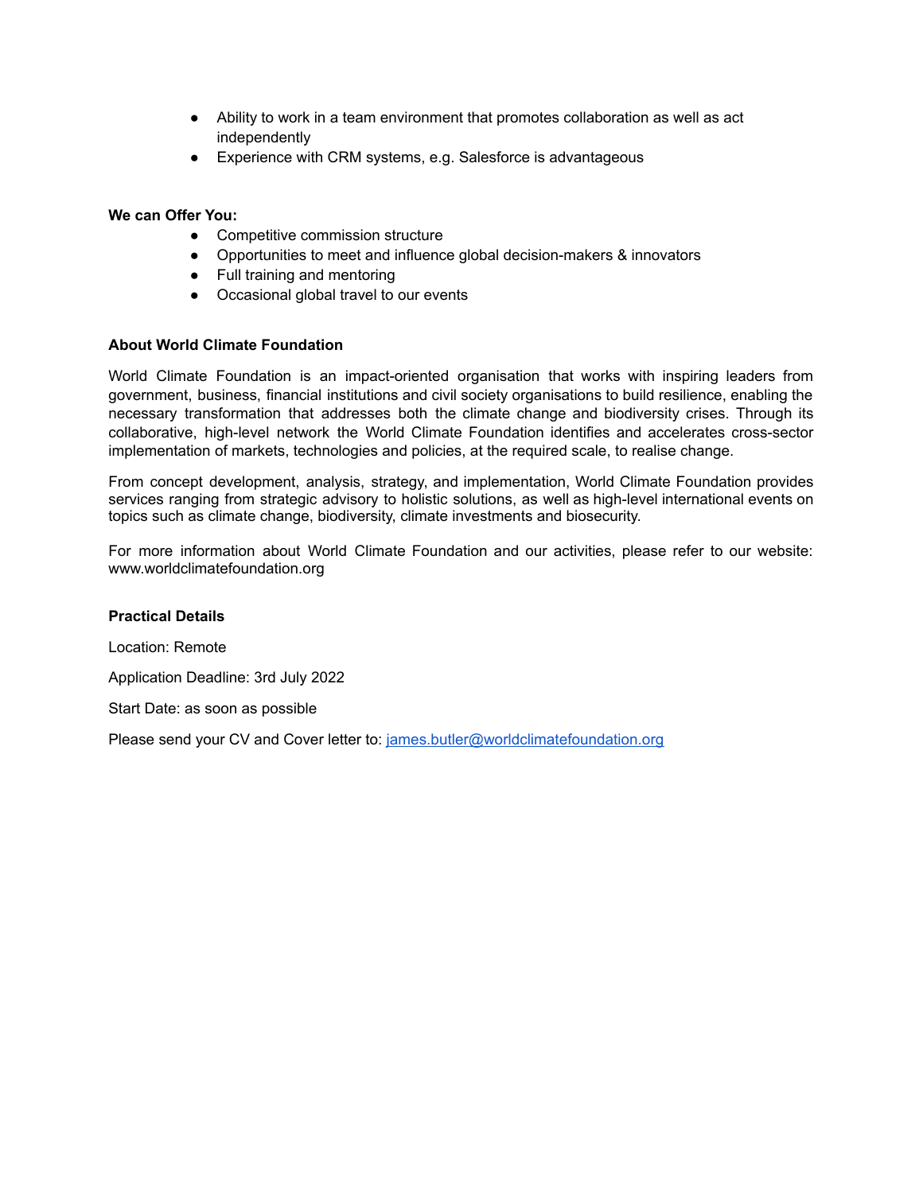- Ability to work in a team environment that promotes collaboration as well as act independently
- Experience with CRM systems, e.g. Salesforce is advantageous

**We can Offer You:**

- Competitive commission structure
- Opportunities to meet and influence global decision-makers & innovators
- Full training and mentoring
- Occasional global travel to our events

**About World Climate Foundation**

World Climate Foundation is an impact-oriented organisation that works with inspiring leaders from government, business, financial institutions and civil society organisations to build resilience, enabling the necessary transformation that addresses both the climate change and biodiversity crises. Through its collaborative, high-level network the World Climate Foundation identifies and accelerates cross-sector implementation of markets, technologies and policies, at the required scale, to realise change.

From concept development, analysis, strategy, and implementation, World Climate Foundation provides services ranging from strategic advisory to holistic solutions, as well as high-level international events on topics such as climate change, biodiversity, climate investments and biosecurity.

For more information about World Climate Foundation and our activities, please refer to our website: www.worldclimatefoundation.org

**Practical Details**

Location: Remote

Application Deadline: 3rd July 2022

Start Date: as soon as possible

Please send your CV and Cover letter to: james.butler@worldclimatefoundation.org